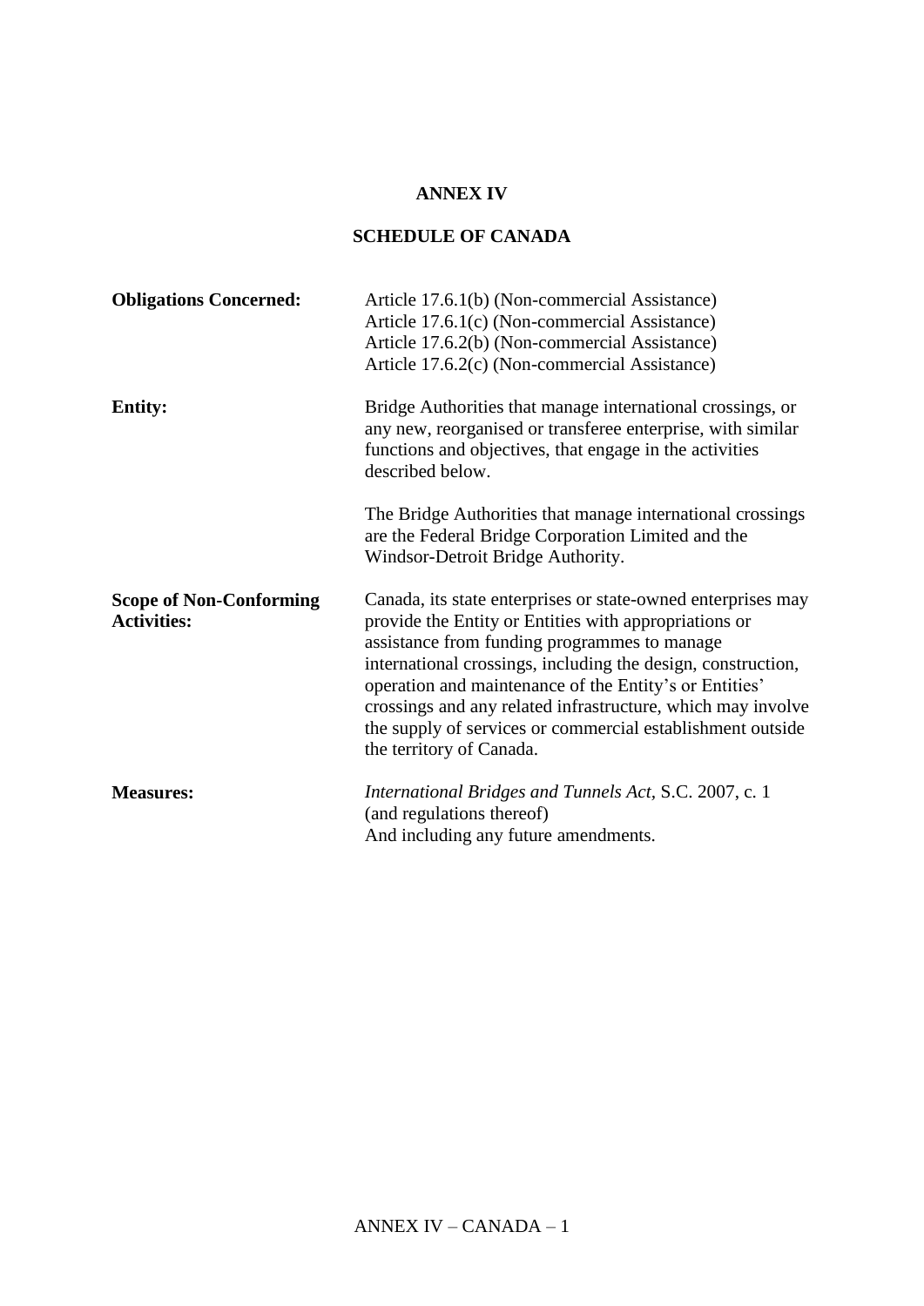# ANNEX IV

## SCHEDULE OF CANADA

**Obligations Concerned:**

Article 17.6.1(b) (Non-commercial Assistance)
Article 17.6.1(c) (Non-commercial Assistance)
Article 17.6.2(b) (Non-commercial Assistance)
Article 17.6.2(c) (Non-commercial Assistance)

**Entity:**

Bridge Authorities that manage international crossings, or any new, reorganised or transferee enterprise, with similar functions and objectives, that engage in the activities described below.

The Bridge Authorities that manage international crossings are the Federal Bridge Corporation Limited and the Windsor-Detroit Bridge Authority.

**Scope of Non-Conforming Activities:**

Canada, its state enterprises or state-owned enterprises may provide the Entity or Entities with appropriations or assistance from funding programmes to manage international crossings, including the design, construction, operation and maintenance of the Entity's or Entities' crossings and any related infrastructure, which may involve the supply of services or commercial establishment outside the territory of Canada.

**Measures:**

*International Bridges and Tunnels Act*, S.C. 2007, c. 1
(and regulations thereof)
And including any future amendments.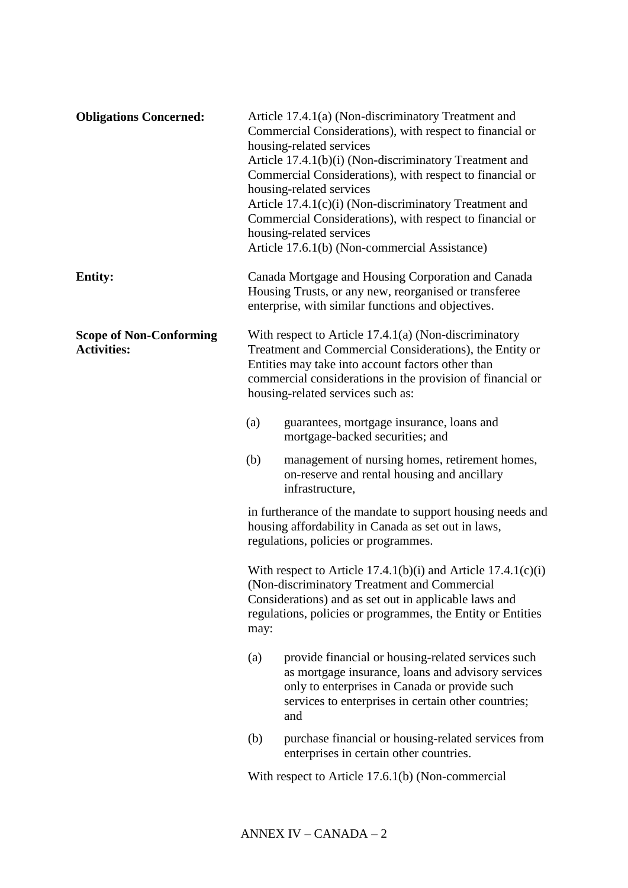**Obligations Concerned:**

Article 17.4.1(a) (Non-discriminatory Treatment and Commercial Considerations), with respect to financial or housing-related services

Article 17.4.1(b)(i) (Non-discriminatory Treatment and Commercial Considerations), with respect to financial or housing-related services

Article 17.4.1(c)(i) (Non-discriminatory Treatment and Commercial Considerations), with respect to financial or housing-related services

Article 17.6.1(b) (Non-commercial Assistance)

**Entity:**

Canada Mortgage and Housing Corporation and Canada Housing Trusts, or any new, reorganised or transferee enterprise, with similar functions and objectives.

**Scope of Non-Conforming Activities:**

With respect to Article 17.4.1(a) (Non-discriminatory Treatment and Commercial Considerations), the Entity or Entities may take into account factors other than commercial considerations in the provision of financial or housing-related services such as:

(a) guarantees, mortgage insurance, loans and mortgage-backed securities; and

(b) management of nursing homes, retirement homes, on-reserve and rental housing and ancillary infrastructure,

in furtherance of the mandate to support housing needs and housing affordability in Canada as set out in laws, regulations, policies or programmes.

With respect to Article 17.4.1(b)(i) and Article 17.4.1(c)(i) (Non-discriminatory Treatment and Commercial Considerations) and as set out in applicable laws and regulations, policies or programmes, the Entity or Entities may:

(a) provide financial or housing-related services such as mortgage insurance, loans and advisory services only to enterprises in Canada or provide such services to enterprises in certain other countries; and

(b) purchase financial or housing-related services from enterprises in certain other countries.

With respect to Article 17.6.1(b) (Non-commercial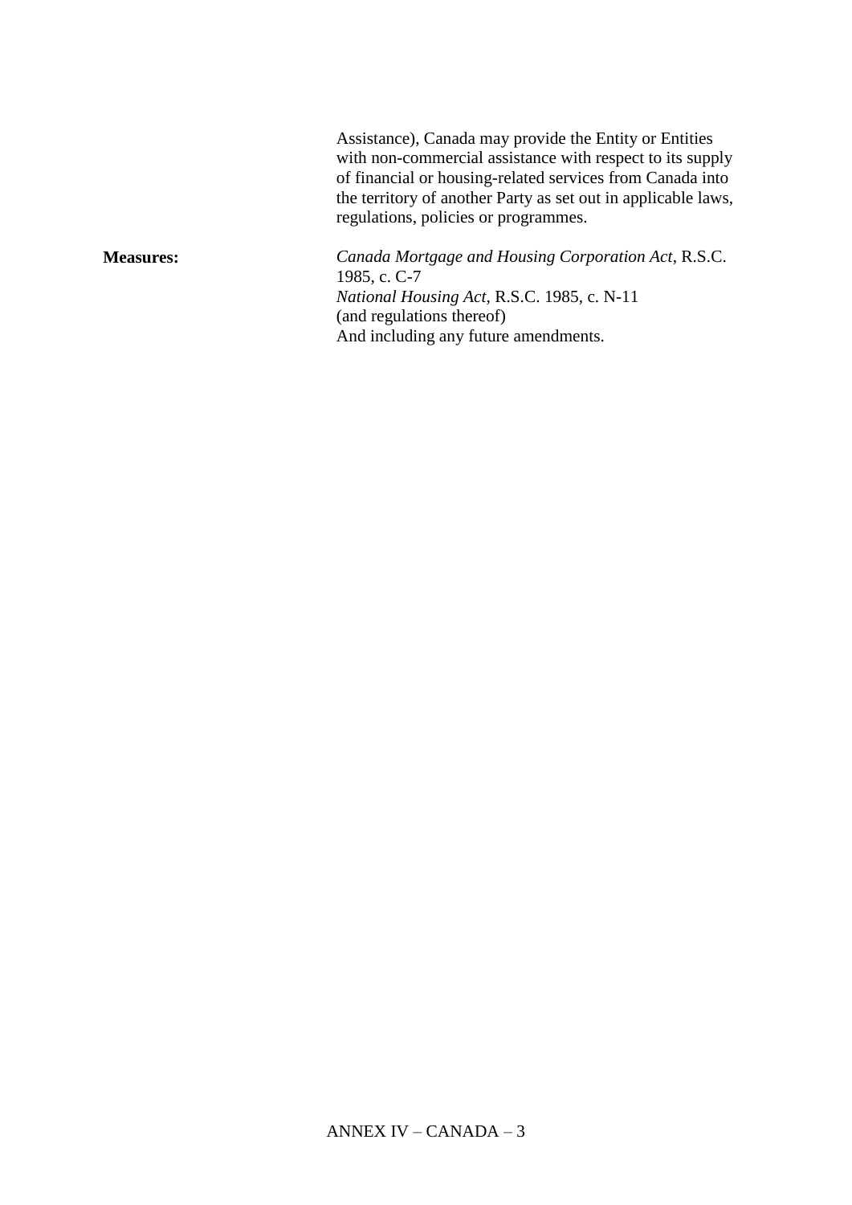Assistance), Canada may provide the Entity or Entities with non-commercial assistance with respect to its supply of financial or housing-related services from Canada into the territory of another Party as set out in applicable laws, regulations, policies or programmes.

**Measures:**

*Canada Mortgage and Housing Corporation Act*, R.S.C. 1985, c. C-7
*National Housing Act*, R.S.C. 1985, c. N-11
(and regulations thereof)
And including any future amendments.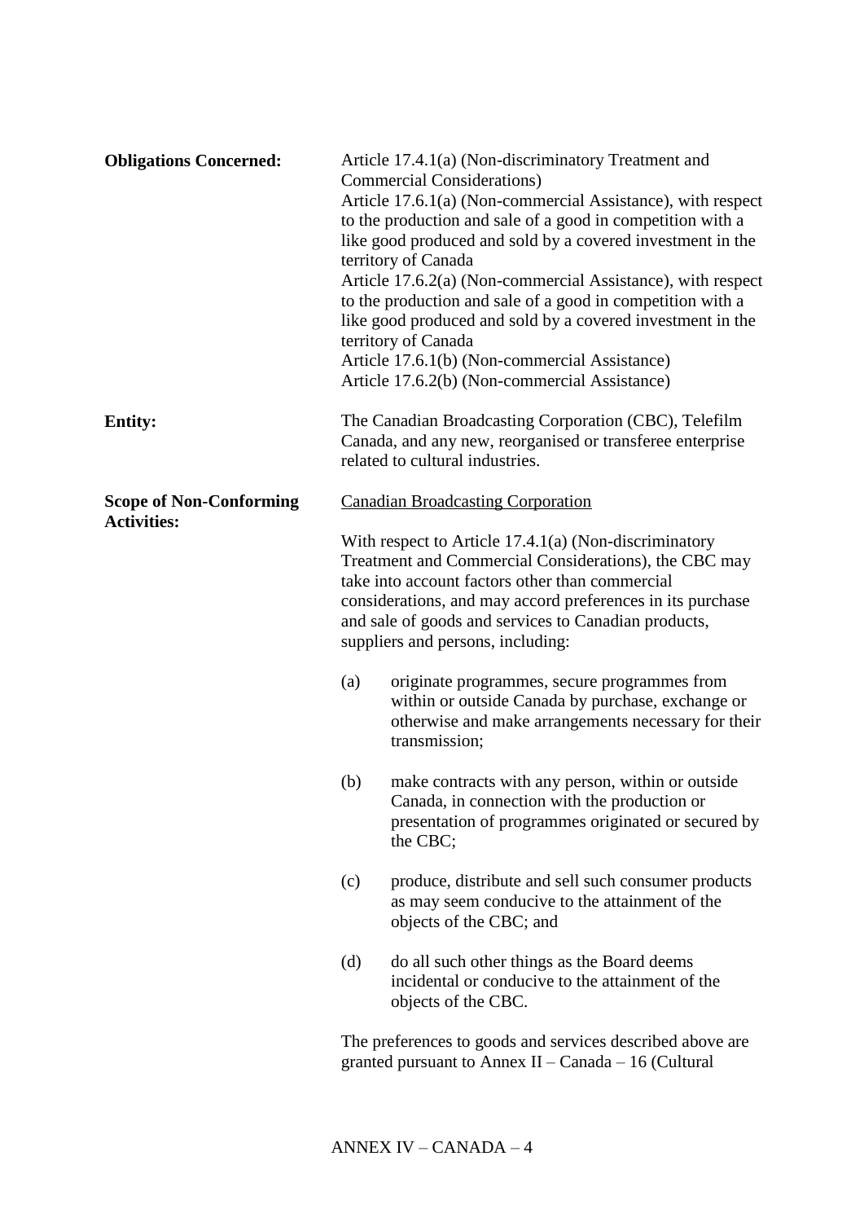**Obligations Concerned:**

Article 17.4.1(a) (Non-discriminatory Treatment and Commercial Considerations)
Article 17.6.1(a) (Non-commercial Assistance), with respect to the production and sale of a good in competition with a like good produced and sold by a covered investment in the territory of Canada
Article 17.6.2(a) (Non-commercial Assistance), with respect to the production and sale of a good in competition with a like good produced and sold by a covered investment in the territory of Canada
Article 17.6.1(b) (Non-commercial Assistance)
Article 17.6.2(b) (Non-commercial Assistance)

**Entity:**

The Canadian Broadcasting Corporation (CBC), Telefilm Canada, and any new, reorganised or transferee enterprise related to cultural industries.

**Scope of Non-Conforming Activities:**

Canadian Broadcasting Corporation

With respect to Article 17.4.1(a) (Non-discriminatory Treatment and Commercial Considerations), the CBC may take into account factors other than commercial considerations, and may accord preferences in its purchase and sale of goods and services to Canadian products, suppliers and persons, including:

(a) originate programmes, secure programmes from within or outside Canada by purchase, exchange or otherwise and make arrangements necessary for their transmission;

(b) make contracts with any person, within or outside Canada, in connection with the production or presentation of programmes originated or secured by the CBC;

(c) produce, distribute and sell such consumer products as may seem conducive to the attainment of the objects of the CBC; and

(d) do all such other things as the Board deems incidental or conducive to the attainment of the objects of the CBC.

The preferences to goods and services described above are granted pursuant to Annex II – Canada – 16 (Cultural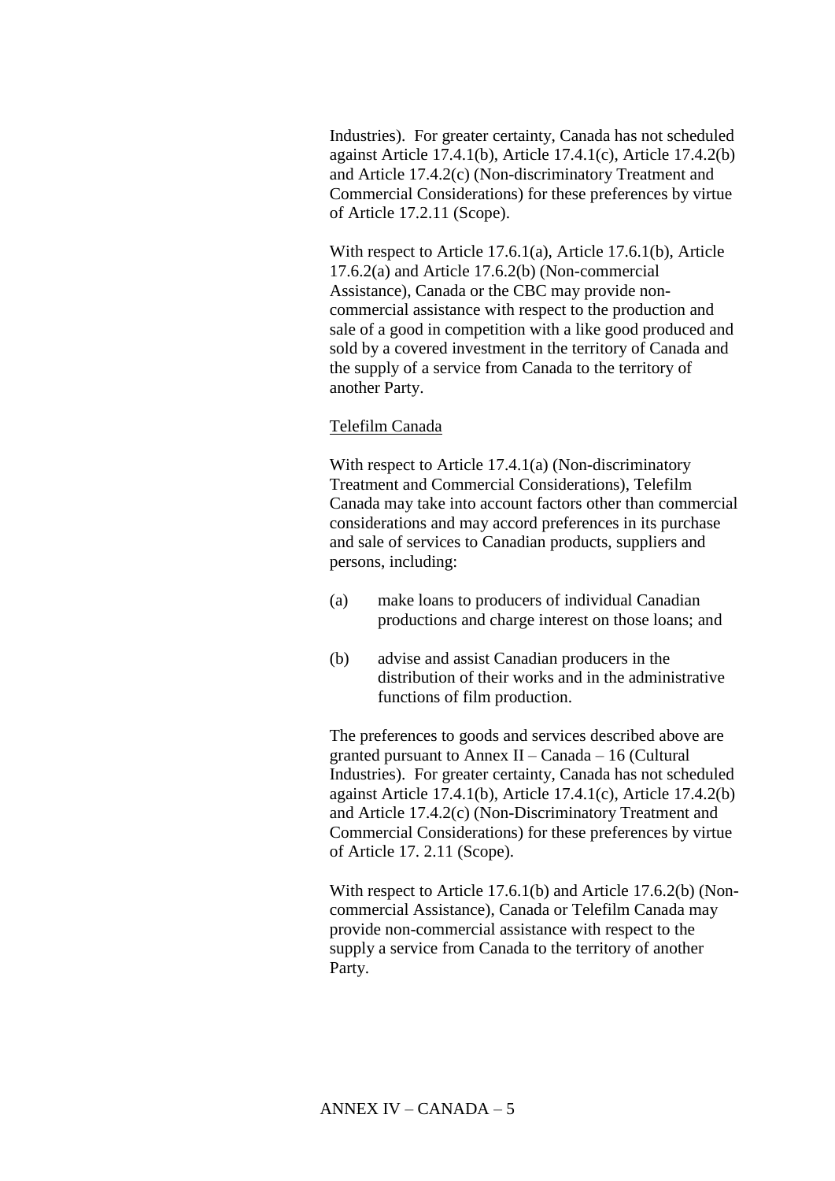Industries). For greater certainty, Canada has not scheduled against Article 17.4.1(b), Article 17.4.1(c), Article 17.4.2(b) and Article 17.4.2(c) (Non-discriminatory Treatment and Commercial Considerations) for these preferences by virtue of Article 17.2.11 (Scope).

With respect to Article 17.6.1(a), Article 17.6.1(b), Article 17.6.2(a) and Article 17.6.2(b) (Non-commercial Assistance), Canada or the CBC may provide non-commercial assistance with respect to the production and sale of a good in competition with a like good produced and sold by a covered investment in the territory of Canada and the supply of a service from Canada to the territory of another Party.

<u>Telefilm Canada</u>

With respect to Article 17.4.1(a) (Non-discriminatory Treatment and Commercial Considerations), Telefilm Canada may take into account factors other than commercial considerations and may accord preferences in its purchase and sale of services to Canadian products, suppliers and persons, including:

(a) make loans to producers of individual Canadian productions and charge interest on those loans; and

(b) advise and assist Canadian producers in the distribution of their works and in the administrative functions of film production.

The preferences to goods and services described above are granted pursuant to Annex II – Canada – 16 (Cultural Industries). For greater certainty, Canada has not scheduled against Article 17.4.1(b), Article 17.4.1(c), Article 17.4.2(b) and Article 17.4.2(c) (Non-Discriminatory Treatment and Commercial Considerations) for these preferences by virtue of Article 17. 2.11 (Scope).

With respect to Article 17.6.1(b) and Article 17.6.2(b) (Non-commercial Assistance), Canada or Telefilm Canada may provide non-commercial assistance with respect to the supply a service from Canada to the territory of another Party.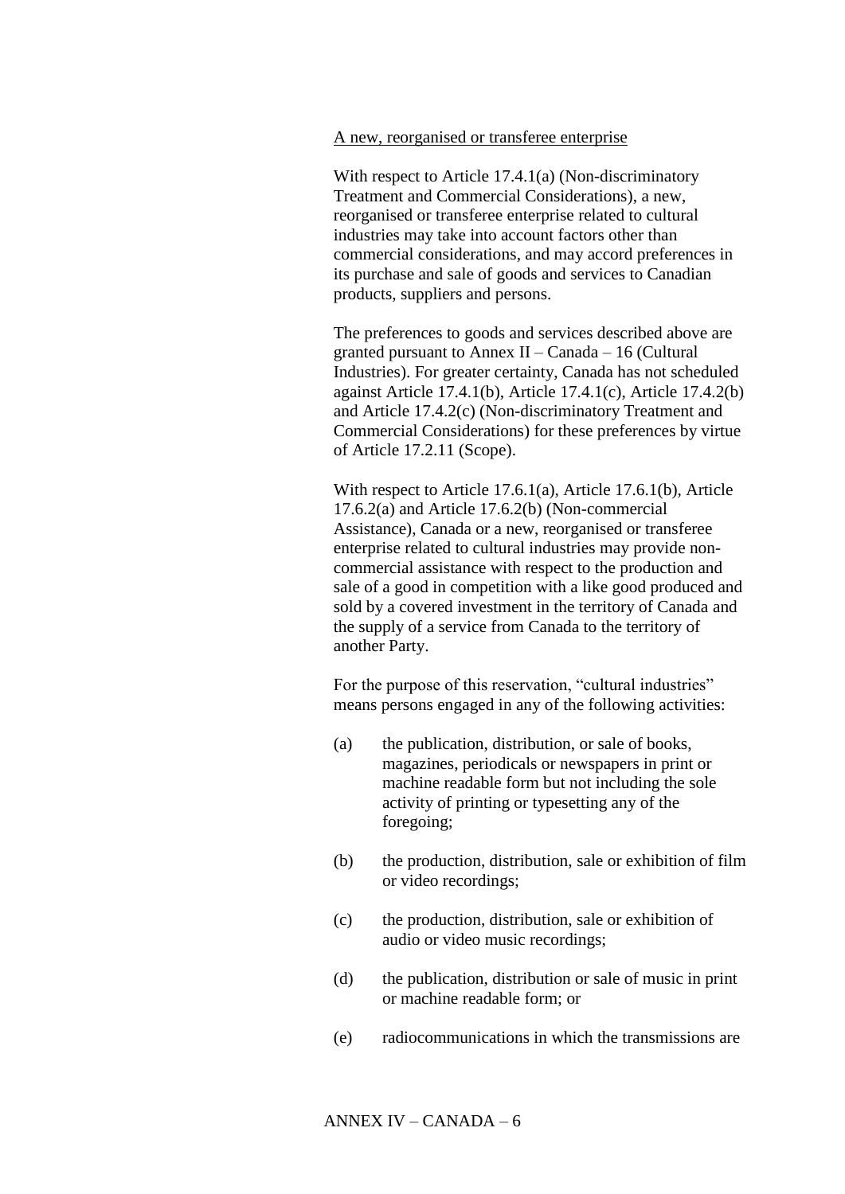<u>A new, reorganised or transferee enterprise</u>

With respect to Article 17.4.1(a) (Non-discriminatory Treatment and Commercial Considerations), a new, reorganised or transferee enterprise related to cultural industries may take into account factors other than commercial considerations, and may accord preferences in its purchase and sale of goods and services to Canadian products, suppliers and persons.

The preferences to goods and services described above are granted pursuant to Annex II – Canada – 16 (Cultural Industries). For greater certainty, Canada has not scheduled against Article 17.4.1(b), Article 17.4.1(c), Article 17.4.2(b) and Article 17.4.2(c) (Non-discriminatory Treatment and Commercial Considerations) for these preferences by virtue of Article 17.2.11 (Scope).

With respect to Article 17.6.1(a), Article 17.6.1(b), Article 17.6.2(a) and Article 17.6.2(b) (Non-commercial Assistance), Canada or a new, reorganised or transferee enterprise related to cultural industries may provide non-commercial assistance with respect to the production and sale of a good in competition with a like good produced and sold by a covered investment in the territory of Canada and the supply of a service from Canada to the territory of another Party.

For the purpose of this reservation, "cultural industries" means persons engaged in any of the following activities:

(a) the publication, distribution, or sale of books, magazines, periodicals or newspapers in print or machine readable form but not including the sole activity of printing or typesetting any of the foregoing;

(b) the production, distribution, sale or exhibition of film or video recordings;

(c) the production, distribution, sale or exhibition of audio or video music recordings;

(d) the publication, distribution or sale of music in print or machine readable form; or

(e) radiocommunications in which the transmissions are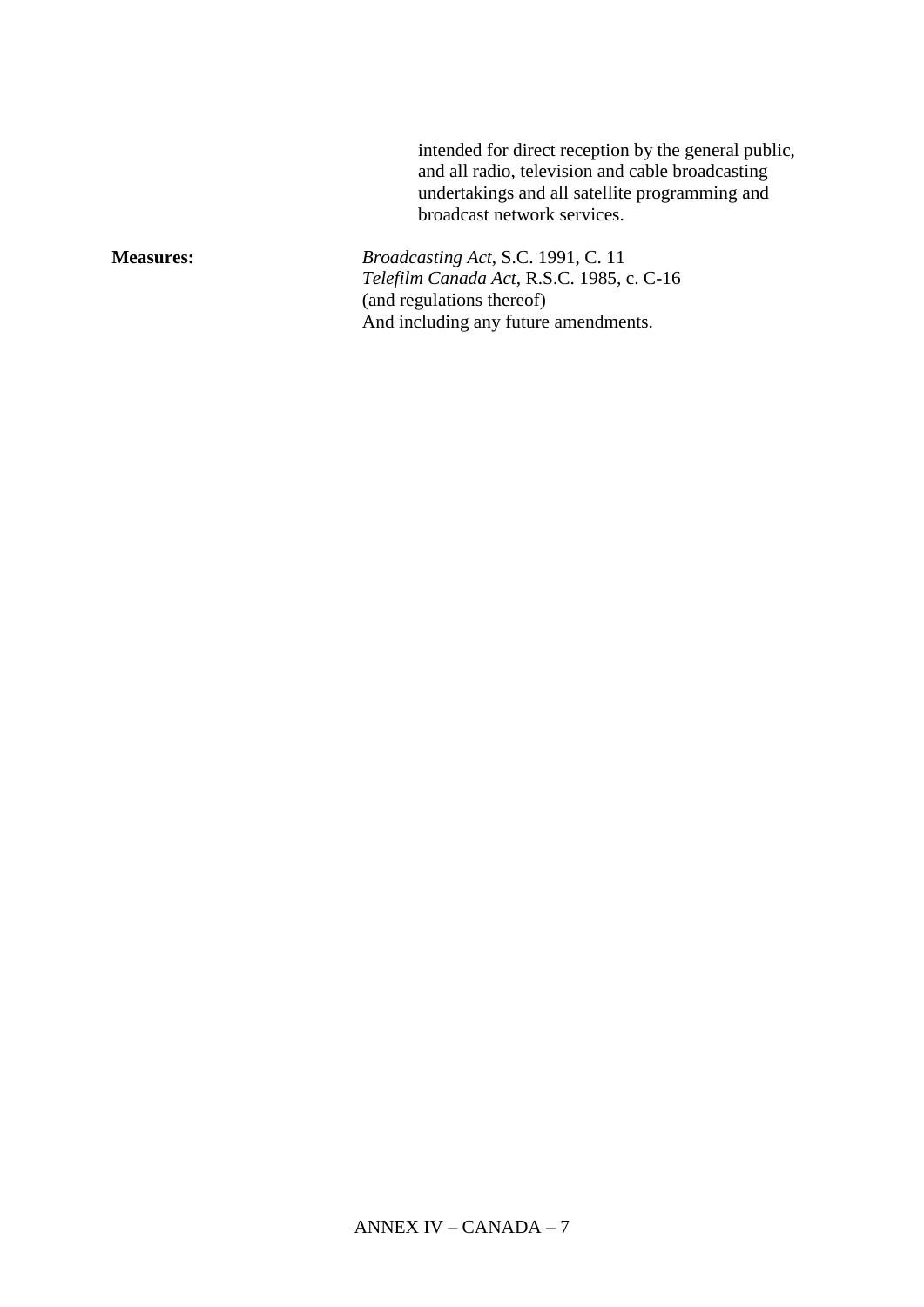intended for direct reception by the general public, and all radio, television and cable broadcasting undertakings and all satellite programming and broadcast network services.

**Measures:**

*Broadcasting Act*, S.C. 1991, C. 11
*Telefilm Canada Act*, R.S.C. 1985, c. C-16
(and regulations thereof)
And including any future amendments.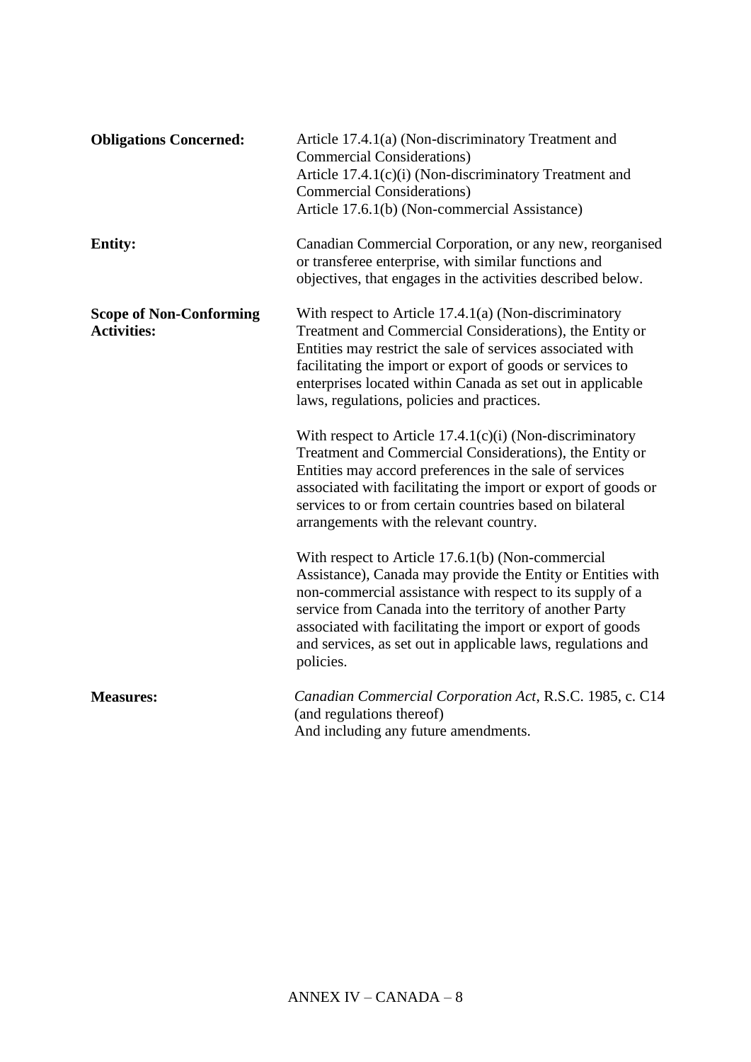| | |
|---|---|
| **Obligations Concerned:** | Article 17.4.1(a) (Non-discriminatory Treatment and Commercial Considerations)<br>Article 17.4.1(c)(i) (Non-discriminatory Treatment and Commercial Considerations)<br>Article 17.6.1(b) (Non-commercial Assistance) |
| **Entity:** | Canadian Commercial Corporation, or any new, reorganised or transferee enterprise, with similar functions and objectives, that engages in the activities described below. |
| **Scope of Non-Conforming Activities:** | With respect to Article 17.4.1(a) (Non-discriminatory Treatment and Commercial Considerations), the Entity or Entities may restrict the sale of services associated with facilitating the import or export of goods or services to enterprises located within Canada as set out in applicable laws, regulations, policies and practices.<br><br>With respect to Article 17.4.1(c)(i) (Non-discriminatory Treatment and Commercial Considerations), the Entity or Entities may accord preferences in the sale of services associated with facilitating the import or export of goods or services to or from certain countries based on bilateral arrangements with the relevant country.<br><br>With respect to Article 17.6.1(b) (Non-commercial Assistance), Canada may provide the Entity or Entities with non-commercial assistance with respect to its supply of a service from Canada into the territory of another Party associated with facilitating the import or export of goods and services, as set out in applicable laws, regulations and policies. |
| **Measures:** | *Canadian Commercial Corporation Act*, R.S.C. 1985, c. C14 (and regulations thereof)<br>And including any future amendments. |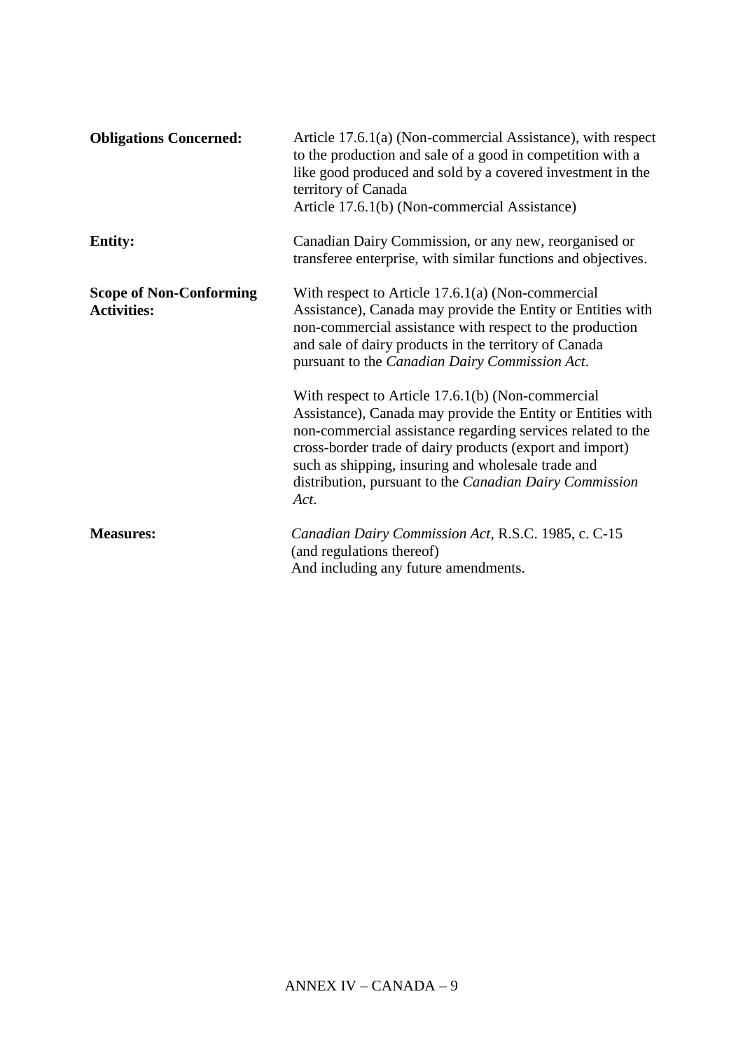| | |
|---|---|
| **Obligations Concerned:** | Article 17.6.1(a) (Non-commercial Assistance), with respect to the production and sale of a good in competition with a like good produced and sold by a covered investment in the territory of Canada<br>Article 17.6.1(b) (Non-commercial Assistance) |
| **Entity:** | Canadian Dairy Commission, or any new, reorganised or transferee enterprise, with similar functions and objectives. |
| **Scope of Non-Conforming Activities:** | With respect to Article 17.6.1(a) (Non-commercial Assistance), Canada may provide the Entity or Entities with non-commercial assistance with respect to the production and sale of dairy products in the territory of Canada pursuant to the *Canadian Dairy Commission Act*.<br><br>With respect to Article 17.6.1(b) (Non-commercial Assistance), Canada may provide the Entity or Entities with non-commercial assistance regarding services related to the cross-border trade of dairy products (export and import) such as shipping, insuring and wholesale trade and distribution, pursuant to the *Canadian Dairy Commission Act*. |
| **Measures:** | *Canadian Dairy Commission Act*, R.S.C. 1985, c. C-15 (and regulations thereof)<br>And including any future amendments. |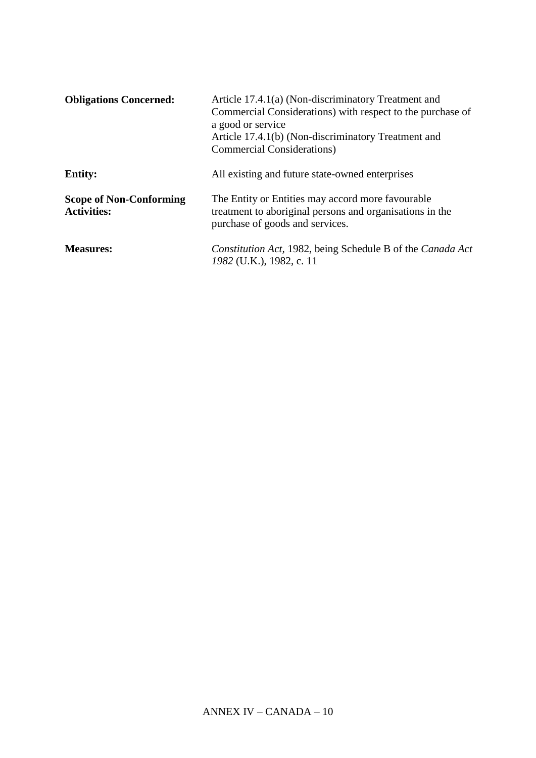| | |
|---|---|
| **Obligations Concerned:** | Article 17.4.1(a) (Non-discriminatory Treatment and Commercial Considerations) with respect to the purchase of a good or service<br>Article 17.4.1(b) (Non-discriminatory Treatment and Commercial Considerations) |
| **Entity:** | All existing and future state-owned enterprises |
| **Scope of Non-Conforming Activities:** | The Entity or Entities may accord more favourable treatment to aboriginal persons and organisations in the purchase of goods and services. |
| **Measures:** | *Constitution Act*, 1982, being Schedule B of the *Canada Act 1982* (U.K.), 1982, c. 11 |